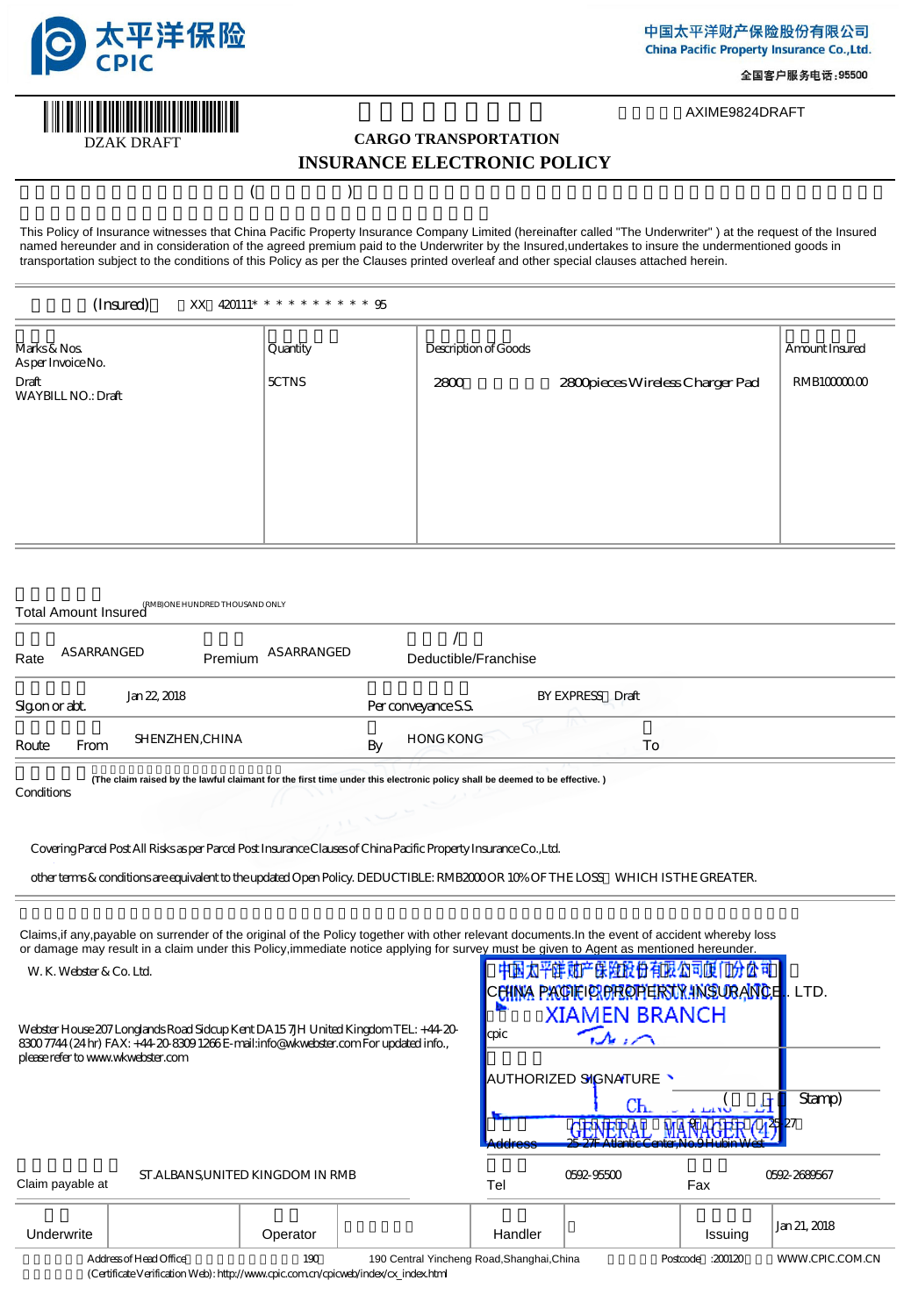太平洋保险 CPIC

中国太平洋财产保险股份有限公司
China Pacific Property Insurance Co.,Ltd.

全国客户服务电话：95500

DZAK DRAFT

AXIME9824DRAFT

**CARGO TRANSPORTATION**

# INSURANCE ELECTRONIC POLICY

This Policy of Insurance witnesses that China Pacific Property Insurance Company Limited (hereinafter called "The Underwriter" ) at the request of the Insured named hereunder and in consideration of the agreed premium paid to the Underwriter by the Insured,undertakes to insure the undermentioned goods in transportation subject to the conditions of this Policy as per the Clauses printed overleaf and other special clauses attached herein.

(Insured) XX 420111* * * * * * * * * * 95

| Marks & Nos. As per Invoice No. | Quantity | Description of Goods | Amount Insured |
|---|---|---|---|
| Draft<br>WAYBILL NO.: Draft | 5CTNS | 2800 2800pieces Wireless Charger Pad | RMB100000.00 |

Total Amount Insured (RMB)ONE HUNDRED THOUSAND ONLY

| Rate | AS ARRANGED | Premium | AS ARRANGED | Deductible/Franchise | |
|---|---|---|---|---|---|
| Slg.on or abt. | Jan 22, 2018 | | Per conveyance S.S. | BY EXPRESS Draft | |
| Route From | SHENZHEN,CHINA | | By | HONG KONG | To |

Conditions

(The claim raised by the lawful claimant for the first time under this electronic policy shall be deemed to be effective. )

Covering Parcel Post All Risks as per Parcel Post Insurance Clauses of China Pacific Property Insurance Co.,Ltd.

other terms & conditions are equivalent to the updated Open Policy. DEDUCTIBLE: RMB2000 OR 10% OF THE LOSS WHICH IS THE GREATER.

Claims,if any,payable on surrender of the original of the Policy together with other relevant documents.In the event of accident whereby loss or damage may result in a claim under this Policy,immediate notice applying for survey must be given to Agent as mentioned hereunder.

W. K. Webster & Co. Ltd.

Webster House 207 Longlands Road Sidcup Kent DA15 7JH United Kingdom TEL: +44-20-8300 7744 (24 hr) FAX: +44-20-8309 1266 E-mail:info@wkwebster.com For updated info., please refer to www.wkwebster.com

CHINA PACIFIC PROPERTY INSURANCE CO. LTD.
XIAMEN BRANCH
cpic

AUTHORIZED SIGNATURE (Stamp)
GENERAL MANAGER

Address 25-27F Atlantic Center,No.9 Hubin West

| Claim payable at | ST.ALBANS,UNITED KINGDOM IN RMB | Tel | 0592-95500 | Fax | 0592-2689567 |
|---|---|---|---|---|---|

| Underwrite | | Operator | | Handler | | Issuing | Jan 21, 2018 |
|---|---|---|---|---|---|---|---|

Address of Head Office 190 190 Central Yincheng Road,Shanghai,China Postcode :200120 WWW.CPIC.COM.CN

(Certificate Verification Web): http://www.cpic.com.cn/cpicweb/index/cx_index.html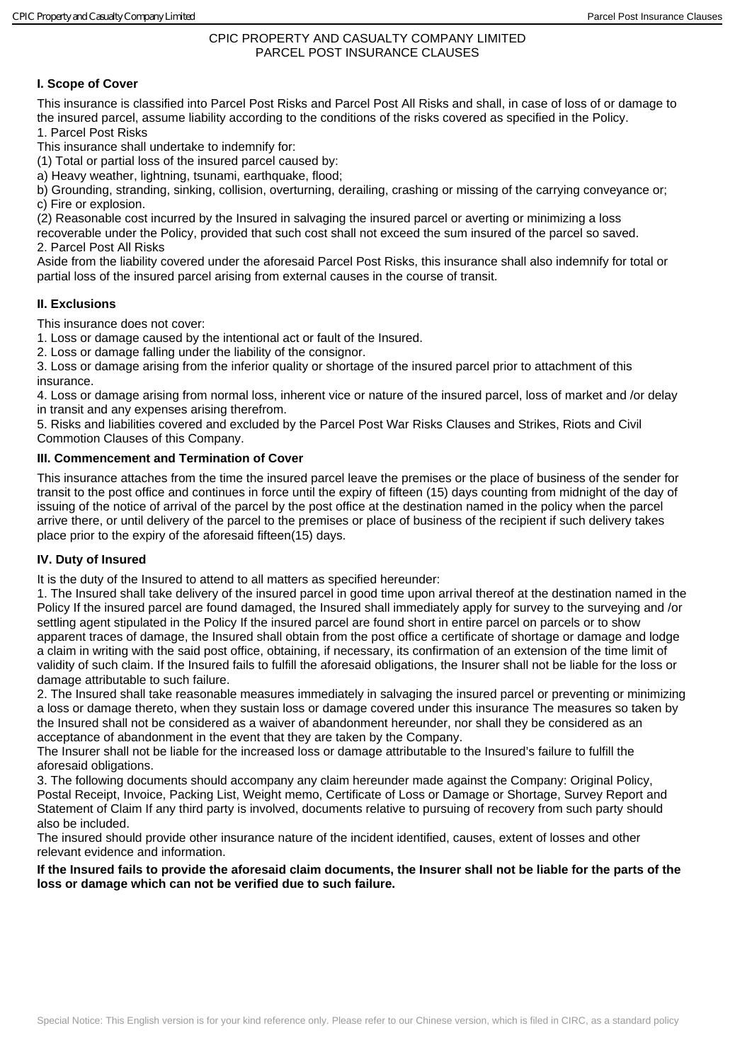CPIC PROPERTY AND CASUALTY COMPANY LIMITED
PARCEL POST INSURANCE CLAUSES

## I. Scope of Cover

This insurance is classified into Parcel Post Risks and Parcel Post All Risks and shall, in case of loss of or damage to the insured parcel, assume liability according to the conditions of the risks covered as specified in the Policy.

1. Parcel Post Risks

This insurance shall undertake to indemnify for:

(1) Total or partial loss of the insured parcel caused by:

a) Heavy weather, lightning, tsunami, earthquake, flood;

b) Grounding, stranding, sinking, collision, overturning, derailing, crashing or missing of the carrying conveyance or;

c) Fire or explosion.

(2) Reasonable cost incurred by the Insured in salvaging the insured parcel or averting or minimizing a loss recoverable under the Policy, provided that such cost shall not exceed the sum insured of the parcel so saved.

2. Parcel Post All Risks

Aside from the liability covered under the aforesaid Parcel Post Risks, this insurance shall also indemnify for total or partial loss of the insured parcel arising from external causes in the course of transit.

## II. Exclusions

This insurance does not cover:

1. Loss or damage caused by the intentional act or fault of the Insured.
2. Loss or damage falling under the liability of the consignor.
3. Loss or damage arising from the inferior quality or shortage of the insured parcel prior to attachment of this insurance.
4. Loss or damage arising from normal loss, inherent vice or nature of the insured parcel, loss of market and /or delay in transit and any expenses arising therefrom.
5. Risks and liabilities covered and excluded by the Parcel Post War Risks Clauses and Strikes, Riots and Civil Commotion Clauses of this Company.

## III. Commencement and Termination of Cover

This insurance attaches from the time the insured parcel leave the premises or the place of business of the sender for transit to the post office and continues in force until the expiry of fifteen (15) days counting from midnight of the day of issuing of the notice of arrival of the parcel by the post office at the destination named in the policy when the parcel arrive there, or until delivery of the parcel to the premises or place of business of the recipient if such delivery takes place prior to the expiry of the aforesaid fifteen(15) days.

## IV. Duty of Insured

It is the duty of the Insured to attend to all matters as specified hereunder:

1. The Insured shall take delivery of the insured parcel in good time upon arrival thereof at the destination named in the Policy If the insured parcel are found damaged, the Insured shall immediately apply for survey to the surveying and /or settling agent stipulated in the Policy If the insured parcel are found short in entire parcel on parcels or to show apparent traces of damage, the Insured shall obtain from the post office a certificate of shortage or damage and lodge a claim in writing with the said post office, obtaining, if necessary, its confirmation of an extension of the time limit of validity of such claim. If the Insured fails to fulfill the aforesaid obligations, the Insurer shall not be liable for the loss or damage attributable to such failure.

2. The Insured shall take reasonable measures immediately in salvaging the insured parcel or preventing or minimizing a loss or damage thereto, when they sustain loss or damage covered under this insurance The measures so taken by the Insured shall not be considered as a waiver of abandonment hereunder, nor shall they be considered as an acceptance of abandonment in the event that they are taken by the Company.

The Insurer shall not be liable for the increased loss or damage attributable to the Insured's failure to fulfill the aforesaid obligations.

3. The following documents should accompany any claim hereunder made against the Company: Original Policy, Postal Receipt, Invoice, Packing List, Weight memo, Certificate of Loss or Damage or Shortage, Survey Report and Statement of Claim If any third party is involved, documents relative to pursuing of recovery from such party should also be included.

The insured should provide other insurance nature of the incident identified, causes, extent of losses and other relevant evidence and information.

**If the Insured fails to provide the aforesaid claim documents, the Insurer shall not be liable for the parts of the loss or damage which can not be verified due to such failure.**

Special Notice: This English version is for your kind reference only. Please refer to our Chinese version, which is filed in CIRC, as a standard policy